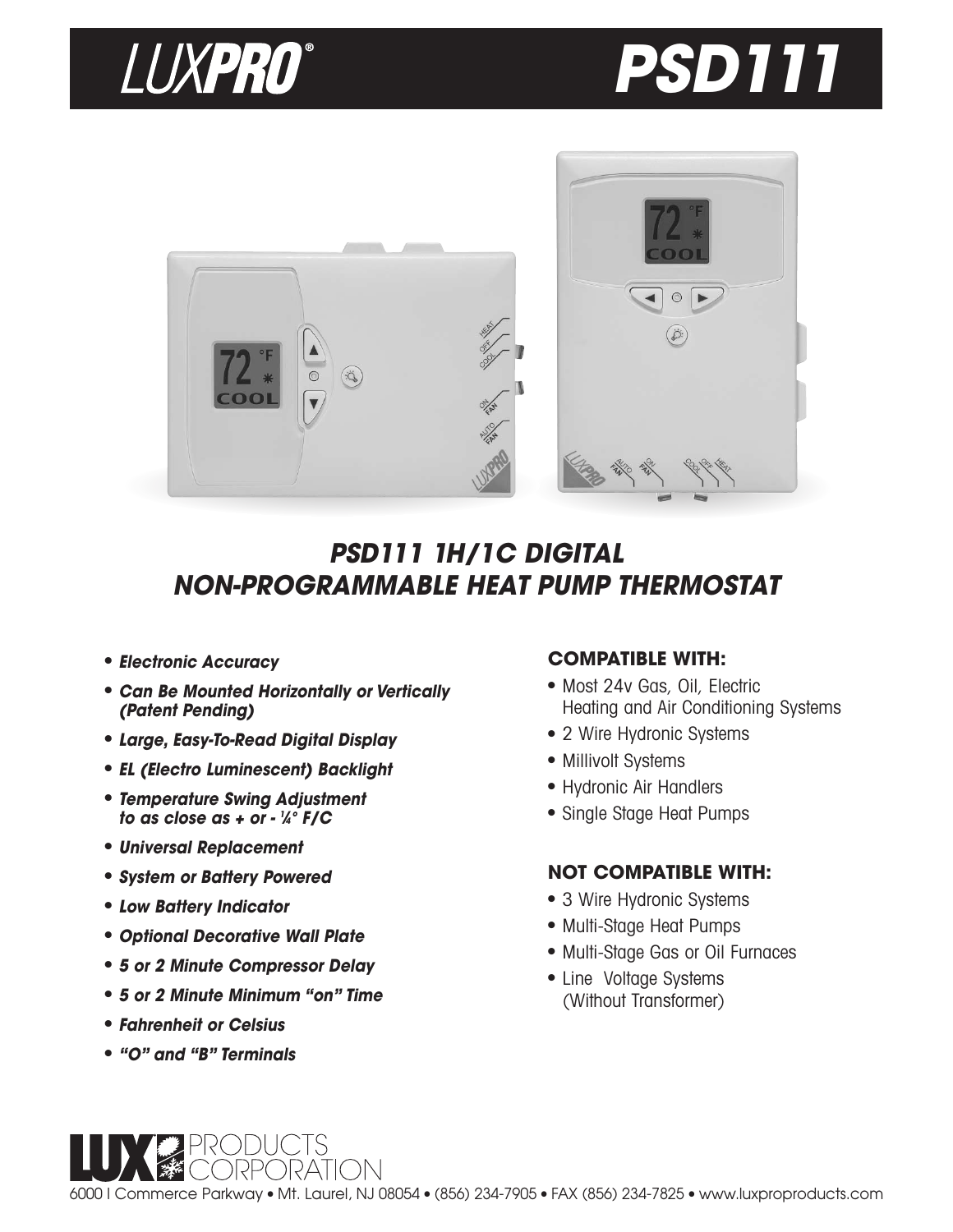# LUXPRO® PSD111

## PSD111 1H/1C DIGITAL NON-PROGRAMMABLE HEAT PUMP THERMOSTAT

- ***Electronic Accuracy***
- ***Can Be Mounted Horizontally or Vertically (Patent Pending)***
- ***Large, Easy-To-Read Digital Display***
- ***EL (Electro Luminescent) Backlight***
- ***Temperature Swing Adjustment to as close as + or - ¼° F/C***
- ***Universal Replacement***
- ***System or Battery Powered***
- ***Low Battery Indicator***
- ***Optional Decorative Wall Plate***
- ***5 or 2 Minute Compressor Delay***
- ***5 or 2 Minute Minimum "on" Time***
- ***Fahrenheit or Celsius***
- ***"O" and "B" Terminals***

### COMPATIBLE WITH:

- Most 24v Gas, Oil, Electric Heating and Air Conditioning Systems
- 2 Wire Hydronic Systems
- Millivolt Systems
- Hydronic Air Handlers
- Single Stage Heat Pumps

### NOT COMPATIBLE WITH:

- 3 Wire Hydronic Systems
- Multi-Stage Heat Pumps
- Multi-Stage Gas or Oil Furnaces
- Line Voltage Systems (Without Transformer)

LUX PRODUCTS CORPORATION

6000 I Commerce Parkway • Mt. Laurel, NJ 08054 • (856) 234-7905 • FAX (856) 234-7825 • www.luxproproducts.com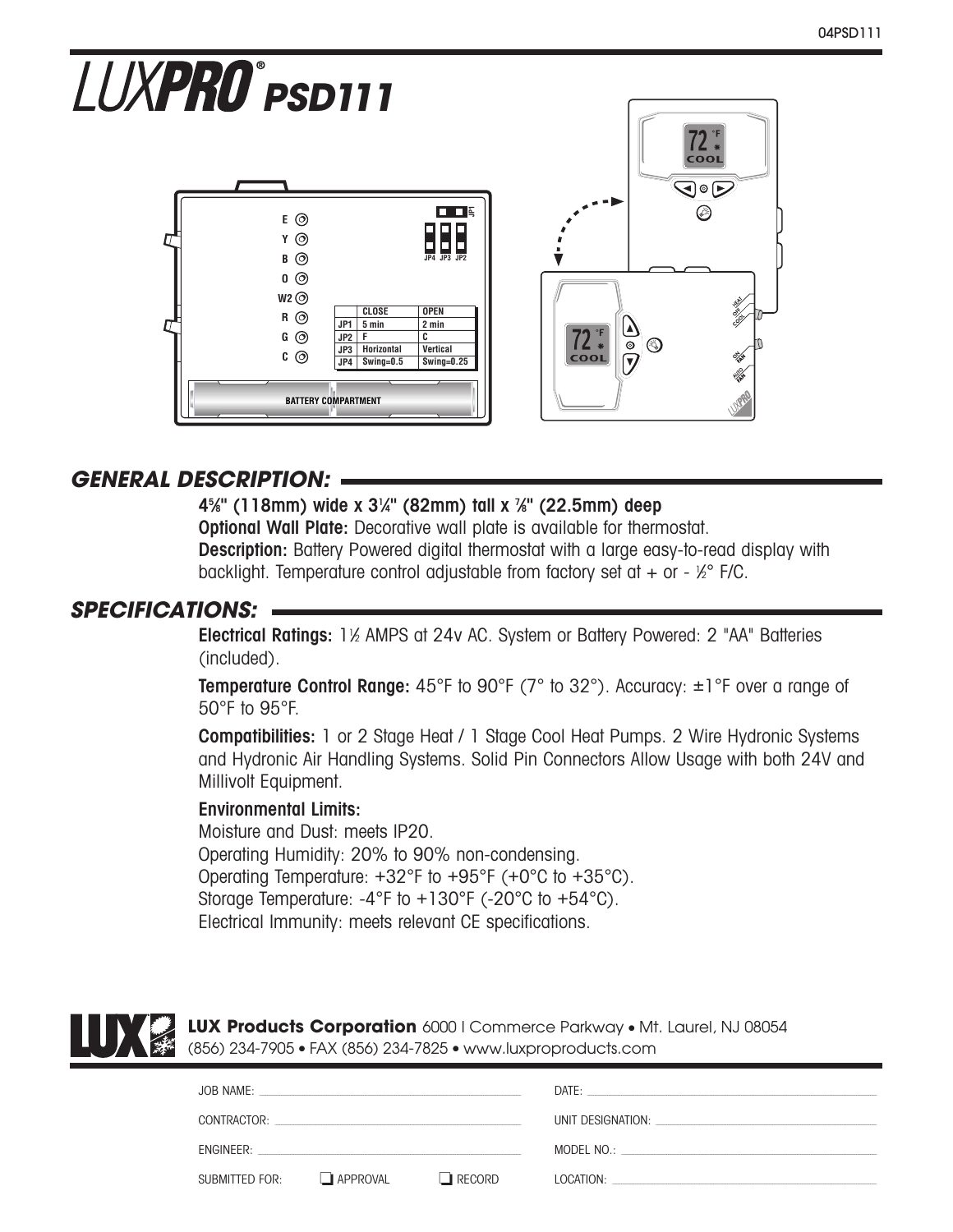# LUXPRO® PSD111

| | CLOSE | OPEN |
|---|---|---|
| JP1 | 5 min | 2 min |
| JP2 | F | C |
| JP3 | Horizontal | Vertical |
| JP4 | Swing=0.5 | Swing=0.25 |

## GENERAL DESCRIPTION:

**4⅝" (118mm) wide x 3¼" (82mm) tall x ⅞" (22.5mm) deep**

**Optional Wall Plate:** Decorative wall plate is available for thermostat.

**Description:** Battery Powered digital thermostat with a large easy-to-read display with backlight. Temperature control adjustable from factory set at + or - ½° F/C.

## SPECIFICATIONS:

**Electrical Ratings:** 1½ AMPS at 24v AC. System or Battery Powered: 2 "AA" Batteries (included).

**Temperature Control Range:** 45°F to 90°F (7° to 32°). Accuracy: ±1°F over a range of 50°F to 95°F.

**Compatibilities:** 1 or 2 Stage Heat / 1 Stage Cool Heat Pumps. 2 Wire Hydronic Systems and Hydronic Air Handling Systems. Solid Pin Connectors Allow Usage with both 24V and Millivolt Equipment.

**Environmental Limits:**

Moisture and Dust: meets IP20.

Operating Humidity: 20% to 90% non-condensing.

Operating Temperature: +32°F to +95°F (+0°C to +35°C).

Storage Temperature: -4°F to +130°F (-20°C to +54°C).

Electrical Immunity: meets relevant CE specifications.

**LUX Products Corporation** 6000 I Commerce Parkway • Mt. Laurel, NJ 08054
(856) 234-7905 • FAX (856) 234-7825 • www.luxproproducts.com

JOB NAME: ____________ DATE: ____________

CONTRACTOR: ____________ UNIT DESIGNATION: ____________

ENGINEER: ____________ MODEL NO.: ____________

SUBMITTED FOR: ☐ APPROVAL ☐ RECORD LOCATION: ____________